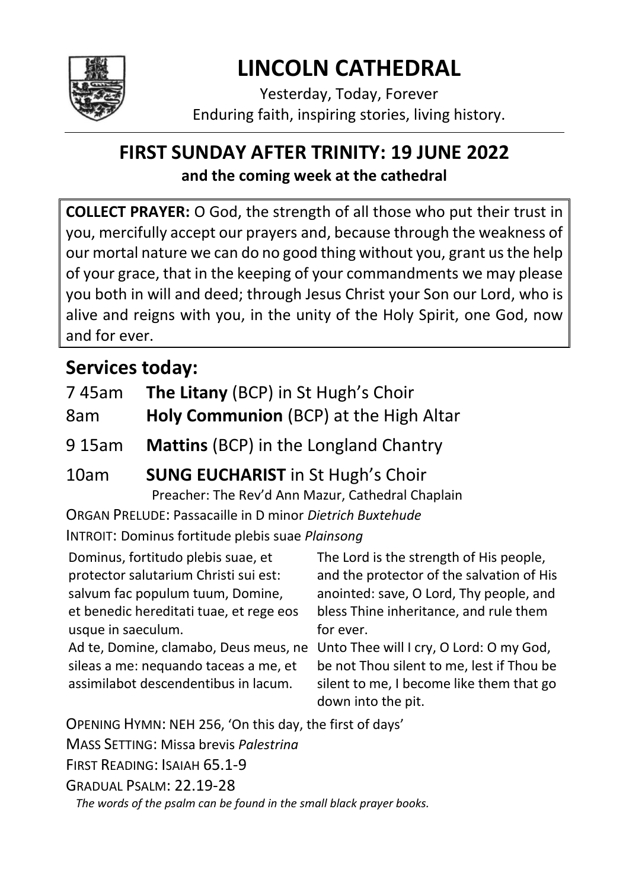# LINCOLN CATHEDRAL

Yesterday, Today, Forever
Enduring faith, inspiring stories, living history.

## FIRST SUNDAY AFTER TRINITY: 19 JUNE 2022

**and the coming week at the cathedral**

**COLLECT PRAYER:** O God, the strength of all those who put their trust in you, mercifully accept our prayers and, because through the weakness of our mortal nature we can do no good thing without you, grant us the help of your grace, that in the keeping of your commandments we may please you both in will and deed; through Jesus Christ your Son our Lord, who is alive and reigns with you, in the unity of the Holy Spirit, one God, now and for ever.

## Services today:

7 45am **The Litany** (BCP) in St Hugh's Choir

8am **Holy Communion** (BCP) at the High Altar

9 15am **Mattins** (BCP) in the Longland Chantry

10am **SUNG EUCHARIST** in St Hugh's Choir

Preacher: The Rev'd Ann Mazur, Cathedral Chaplain

ORGAN PRELUDE: Passacaille in D minor *Dietrich Buxtehude*

INTROIT: Dominus fortitude plebis suae *Plainsong*

| | |
|---|---|
| Dominus, fortitudo plebis suae, et protector salutarium Christi sui est: salvum fac populum tuum, Domine, et benedic hereditati tuae, et rege eos usque in saeculum. | The Lord is the strength of His people, and the protector of the salvation of His anointed: save, O Lord, Thy people, and bless Thine inheritance, and rule them for ever. |
| Ad te, Domine, clamabo, Deus meus, ne sileas a me: nequando taceas a me, et assimilabot descendentibus in lacum. | Unto Thee will I cry, O Lord: O my God, be not Thou silent to me, lest if Thou be silent to me, I become like them that go down into the pit. |

OPENING HYMN: NEH 256, 'On this day, the first of days'

MASS SETTING: Missa brevis *Palestrina*

FIRST READING: ISAIAH 65.1-9

GRADUAL PSALM: 22.19-28

*The words of the psalm can be found in the small black prayer books.*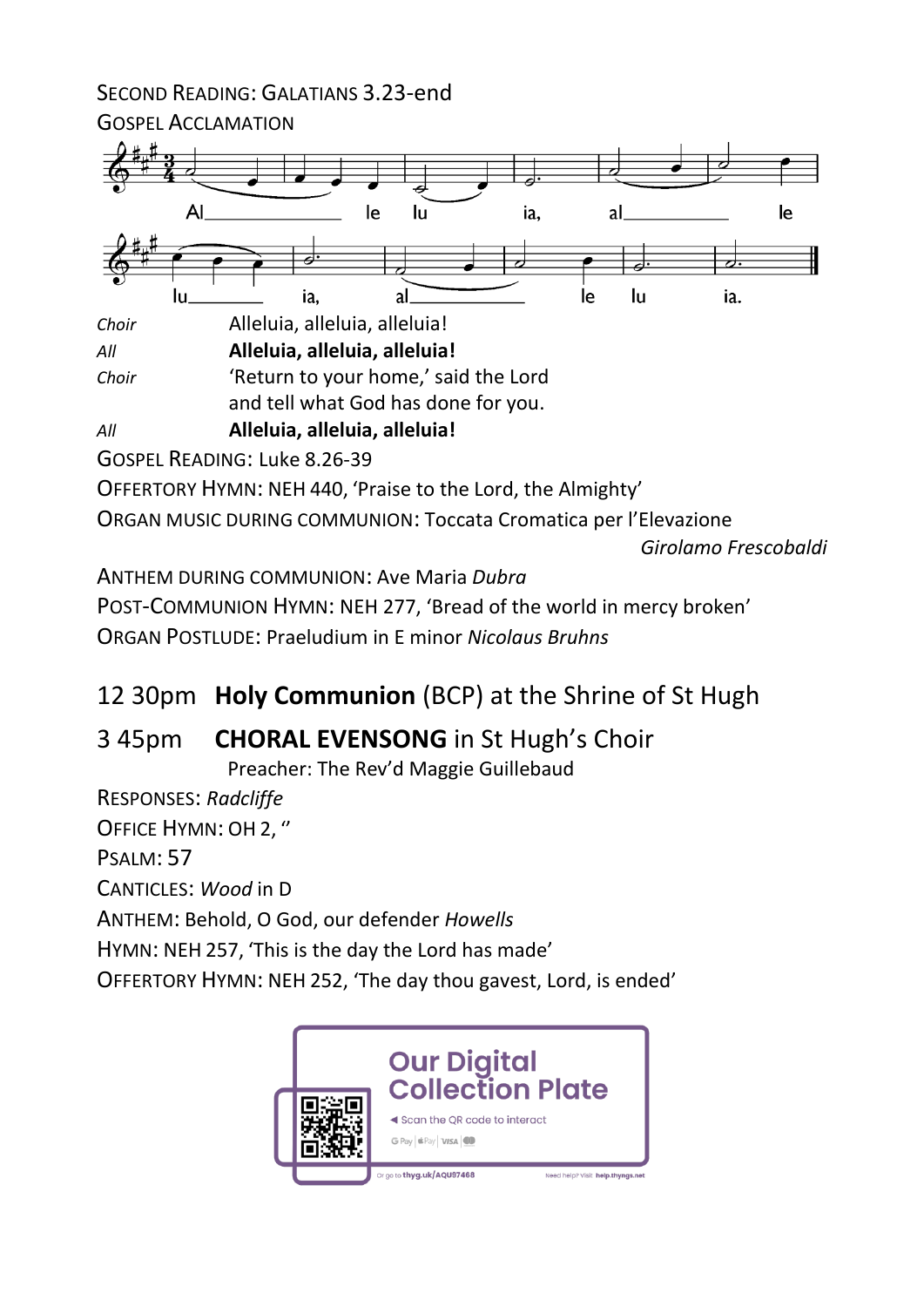SECOND READING: GALATIANS 3.23-end

GOSPEL ACCLAMATION

Al\_\_\_\_\_\_\_\_ le lu ia, al\_\_\_\_\_\_\_\_ le lu\_\_\_\_\_\_ ia, al\_\_\_\_\_\_\_\_ le lu ia.

| | |
|---|---|
| *Choir* | Alleluia, alleluia, alleluia! |
| *All* | **Alleluia, alleluia, alleluia!** |
| *Choir* | 'Return to your home,' said the Lord<br>and tell what God has done for you. |
| *All* | **Alleluia, alleluia, alleluia!** |

GOSPEL READING: Luke 8.26-39

OFFERTORY HYMN: NEH 440, 'Praise to the Lord, the Almighty'

ORGAN MUSIC DURING COMMUNION: Toccata Cromatica per l'Elevazione *Girolamo Frescobaldi*

ANTHEM DURING COMMUNION: Ave Maria *Dubra*

POST-COMMUNION HYMN: NEH 277, 'Bread of the world in mercy broken'

ORGAN POSTLUDE: Praeludium in E minor *Nicolaus Bruhns*

## 12 30pm **Holy Communion** (BCP) at the Shrine of St Hugh

## 3 45pm **CHORAL EVENSONG** in St Hugh's Choir

Preacher: The Rev'd Maggie Guillebaud

RESPONSES: *Radcliffe*

OFFICE HYMN: OH 2, ''

PSALM: 57

CANTICLES: *Wood* in D

ANTHEM: Behold, O God, our defender *Howells*

HYMN: NEH 257, 'This is the day the Lord has made'

OFFERTORY HYMN: NEH 252, 'The day thou gavest, Lord, is ended'

**Our Digital Collection Plate**

◄ Scan the QR code to interact

G Pay | Pay | VISA

Or go to thyg.uk/AQU97468 Need help? Visit help.thyngs.net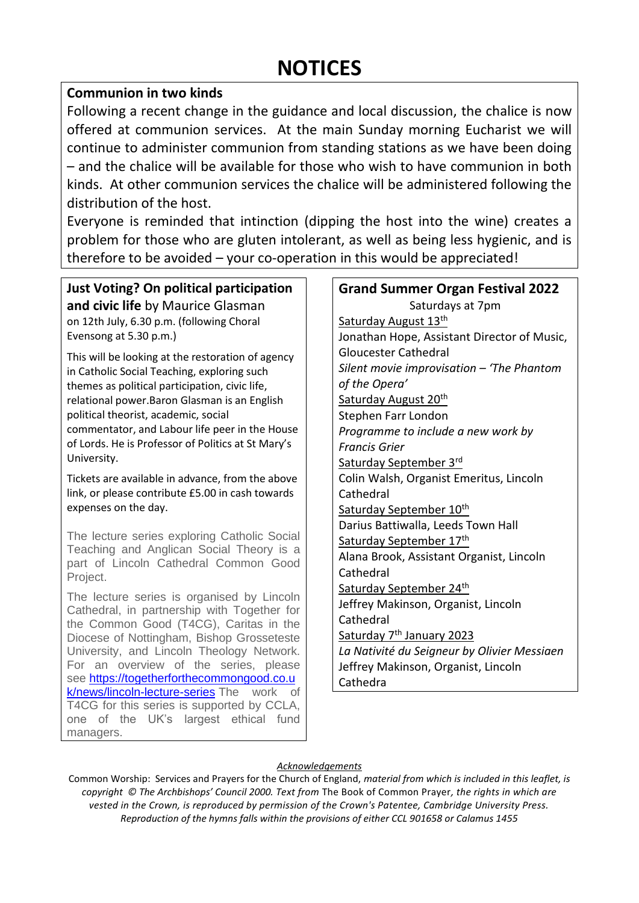# NOTICES

## Communion in two kinds

Following a recent change in the guidance and local discussion, the chalice is now offered at communion services. At the main Sunday morning Eucharist we will continue to administer communion from standing stations as we have been doing – and the chalice will be available for those who wish to have communion in both kinds. At other communion services the chalice will be administered following the distribution of the host.

Everyone is reminded that intinction (dipping the host into the wine) creates a problem for those who are gluten intolerant, as well as being less hygienic, and is therefore to be avoided – your co-operation in this would be appreciated!

## Just Voting? On political participation and civic life by Maurice Glasman

on 12th July, 6.30 p.m. (following Choral Evensong at 5.30 p.m.)

This will be looking at the restoration of agency in Catholic Social Teaching, exploring such themes as political participation, civic life, relational power.Baron Glasman is an English political theorist, academic, social commentator, and Labour life peer in the House of Lords. He is Professor of Politics at St Mary's University.

Tickets are available in advance, from the above link, or please contribute £5.00 in cash towards expenses on the day.

The lecture series exploring Catholic Social Teaching and Anglican Social Theory is a part of Lincoln Cathedral Common Good Project.

The lecture series is organised by Lincoln Cathedral, in partnership with Together for the Common Good (T4CG), Caritas in the Diocese of Nottingham, Bishop Grosseteste University, and Lincoln Theology Network. For an overview of the series, please see https://togetherforthecommongood.co.uk/news/lincoln-lecture-series The work of T4CG for this series is supported by CCLA, one of the UK's largest ethical fund managers.

## Grand Summer Organ Festival 2022

Saturdays at 7pm

Saturday August 13th
Jonathan Hope, Assistant Director of Music, Gloucester Cathedral
*Silent movie improvisation – 'The Phantom of the Opera'*

Saturday August 20th
Stephen Farr London
*Programme to include a new work by Francis Grier*

Saturday September 3rd
Colin Walsh, Organist Emeritus, Lincoln Cathedral

Saturday September 10th
Darius Battiwalla, Leeds Town Hall

Saturday September 17th
Alana Brook, Assistant Organist, Lincoln Cathedral

Saturday September 24th
Jeffrey Makinson, Organist, Lincoln Cathedral

Saturday 7th January 2023
*La Nativité du Seigneur by Olivier Messiaen*
Jeffrey Makinson, Organist, Lincoln Cathedra

*Acknowledgements*

Common Worship: Services and Prayers for the Church of England, *material from which is included in this leaflet, is copyright © The Archbishops' Council 2000. Text from* The Book of Common Prayer*, the rights in which are vested in the Crown, is reproduced by permission of the Crown's Patentee, Cambridge University Press. Reproduction of the hymns falls within the provisions of either CCL 901658 or Calamus 1455*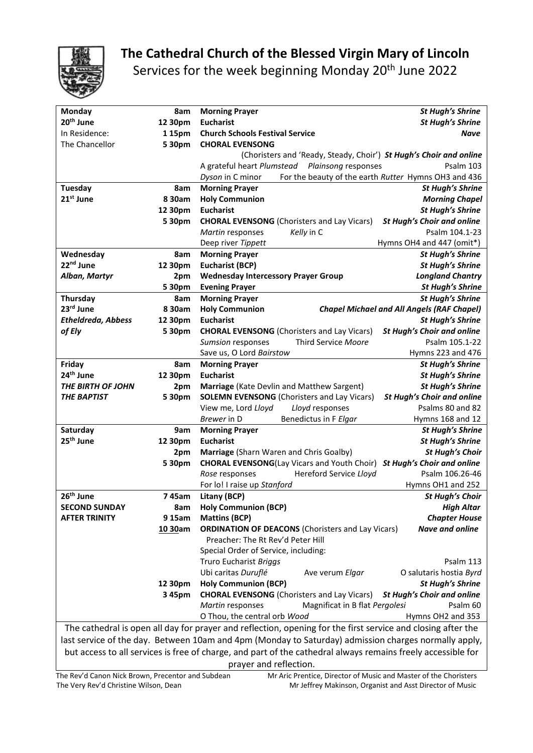# The Cathedral Church of the Blessed Virgin Mary of Lincoln

Services for the week beginning Monday 20th June 2022

| | | | |
|---|---|---|---|
| **Monday** | **8am** | **Morning Prayer** | ***St Hugh's Shrine*** |
| **20th June** | **12 30pm** | **Eucharist** | ***St Hugh's Shrine*** |
| In Residence: | **1 15pm** | **Church Schools Festival Service** | ***Nave*** |
| The Chancellor | **5 30pm** | **CHORAL EVENSONG** | |
| | | (Choristers and 'Ready, Steady, Choir') | ***St Hugh's Choir and online*** |
| | | A grateful heart *Plumstead* &nbsp; *Plainsong* responses | Psalm 103 |
| | | *Dyson* in C minor &nbsp; For the beauty of the earth *Rutter* | Hymns OH3 and 436 |
| **Tuesday** | **8am** | **Morning Prayer** | ***St Hugh's Shrine*** |
| **21st June** | **8 30am** | **Holy Communion** | ***Morning Chapel*** |
| | **12 30pm** | **Eucharist** | ***St Hugh's Shrine*** |
| | **5 30pm** | **CHORAL EVENSONG** (Choristers and Lay Vicars) | ***St Hugh's Choir and online*** |
| | | *Martin* responses &nbsp; *Kelly* in C | Psalm 104.1-23 |
| | | Deep river *Tippett* | Hymns OH4 and 447 (omit*) |
| **Wednesday** | **8am** | **Morning Prayer** | ***St Hugh's Shrine*** |
| **22nd June** | **12 30pm** | **Eucharist (BCP)** | ***St Hugh's Shrine*** |
| ***Alban, Martyr*** | **2pm** | **Wednesday Intercessory Prayer Group** | ***Longland Chantry*** |
| | **5 30pm** | **Evening Prayer** | ***St Hugh's Shrine*** |
| **Thursday** | **8am** | **Morning Prayer** | ***St Hugh's Shrine*** |
| **23rd June** | **8 30am** | **Holy Communion** | ***Chapel Michael and All Angels (RAF Chapel)*** |
| ***Etheldreda, Abbess*** | **12 30pm** | **Eucharist** | ***St Hugh's Shrine*** |
| ***of Ely*** | **5 30pm** | **CHORAL EVENSONG** (Choristers and Lay Vicars) | ***St Hugh's Choir and online*** |
| | | *Sumsion* responses &nbsp; Third Service *Moore* | Psalm 105.1-22 |
| | | Save us, O Lord *Bairstow* | Hymns 223 and 476 |
| **Friday** | **8am** | **Morning Prayer** | ***St Hugh's Shrine*** |
| **24th June** | **12 30pm** | **Eucharist** | ***St Hugh's Shrine*** |
| ***THE BIRTH OF JOHN*** | **2pm** | **Marriage** (Kate Devlin and Matthew Sargent) | ***St Hugh's Shrine*** |
| ***THE BAPTIST*** | **5 30pm** | **SOLEMN EVENSONG** (Choristers and Lay Vicars) | ***St Hugh's Choir and online*** |
| | | View me, Lord *Lloyd* &nbsp; *Lloyd* responses | Psalms 80 and 82 |
| | | *Brewer* in D &nbsp; Benedictus in F *Elgar* | Hymns 168 and 12 |
| **Saturday** | **9am** | **Morning Prayer** | ***St Hugh's Shrine*** |
| **25th June** | **12 30pm** | **Eucharist** | ***St Hugh's Shrine*** |
| | **2pm** | **Marriage** (Sharn Waren and Chris Goalby) | ***St Hugh's Choir*** |
| | **5 30pm** | **CHORAL EVENSONG**(Lay Vicars and Youth Choir) | ***St Hugh's Choir and online*** |
| | | *Rose* responses &nbsp; Hereford Service *Lloyd* | Psalm 106.26-46 |
| | | For lo! I raise up *Stanford* | Hymns OH1 and 252 |
| **26th June** | **7 45am** | **Litany (BCP)** | ***St Hugh's Choir*** |
| **SECOND SUNDAY** | **8am** | **Holy Communion (BCP)** | ***High Altar*** |
| **AFTER TRINITY** | **9 15am** | **Mattins (BCP)** | ***Chapter House*** |
| | **10 30am** | **ORDINATION OF DEACONS** (Choristers and Lay Vicars) | ***Nave and online*** |
| | | Preacher: The Rt Rev'd Peter Hill | |
| | | Special Order of Service, including: | |
| | | Truro Eucharist *Briggs* | Psalm 113 |
| | | Ubi caritas *Duruflé* &nbsp; Ave verum *Elgar* | O salutaris hostia *Byrd* |
| | **12 30pm** | **Holy Communion (BCP)** | ***St Hugh's Shrine*** |
| | **3 45pm** | **CHORAL EVENSONG** (Choristers and Lay Vicars) | ***St Hugh's Choir and online*** |
| | | *Martin* responses &nbsp; Magnificat in B flat *Pergolesi* | Psalm 60 |
| | | O Thou, the central orb *Wood* | Hymns OH2 and 353 |

The cathedral is open all day for prayer and reflection, opening for the first service and closing after the last service of the day. Between 10am and 4pm (Monday to Saturday) admission charges normally apply, but access to all services is free of charge, and part of the cathedral always remains freely accessible for prayer and reflection.

The Rev'd Canon Nick Brown, Precentor and Subdean
The Very Rev'd Christine Wilson, Dean

Mr Aric Prentice, Director of Music and Master of the Choristers
Mr Jeffrey Makinson, Organist and Asst Director of Music